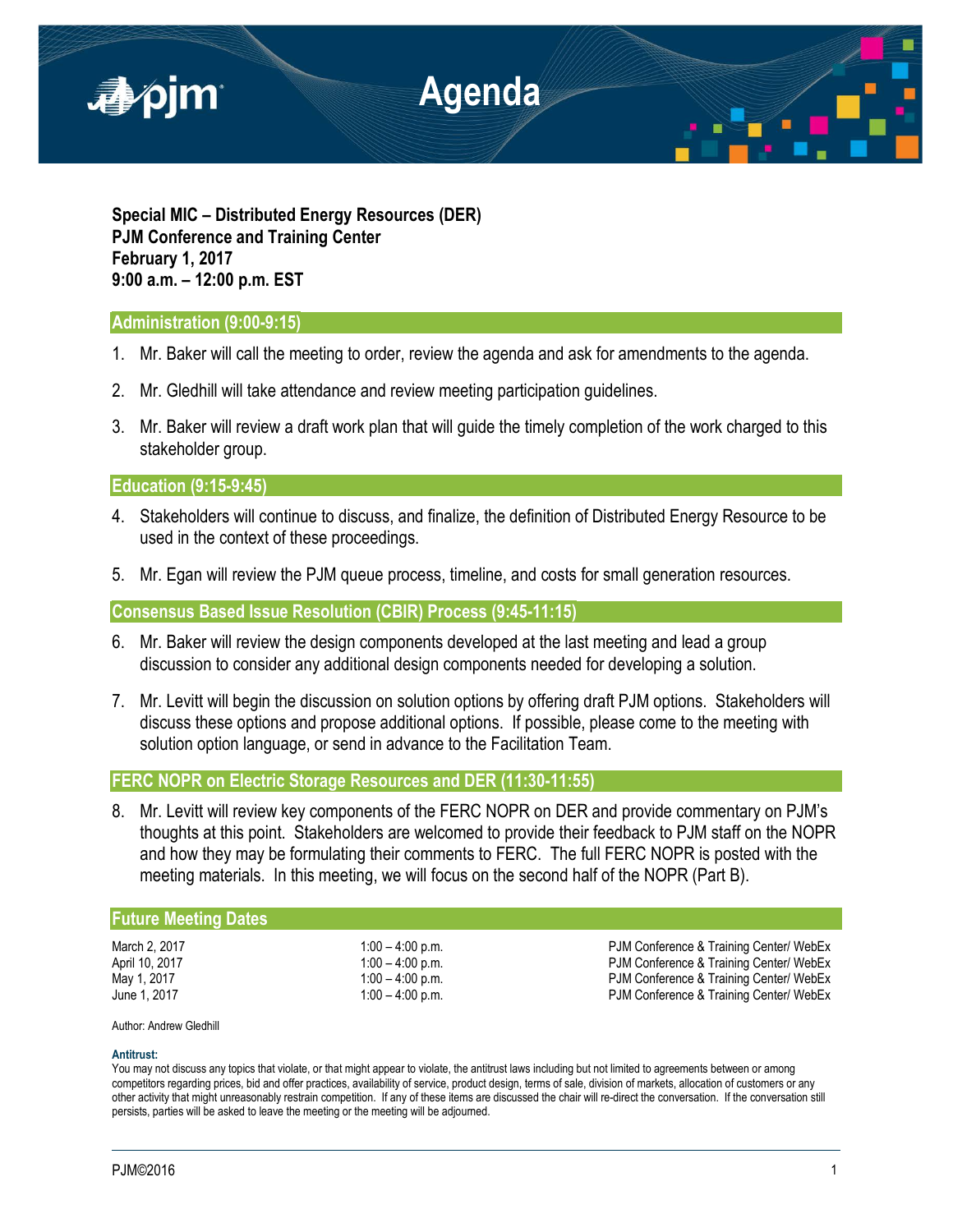# Agenda

**Special MIC – Distributed Energy Resources (DER)**
**PJM Conference and Training Center**
**February 1, 2017**
**9:00 a.m. – 12:00 p.m. EST**

## Administration (9:00-9:15)

1. Mr. Baker will call the meeting to order, review the agenda and ask for amendments to the agenda.
2. Mr. Gledhill will take attendance and review meeting participation guidelines.
3. Mr. Baker will review a draft work plan that will guide the timely completion of the work charged to this stakeholder group.

## Education (9:15-9:45)

4. Stakeholders will continue to discuss, and finalize, the definition of Distributed Energy Resource to be used in the context of these proceedings.
5. Mr. Egan will review the PJM queue process, timeline, and costs for small generation resources.

## Consensus Based Issue Resolution (CBIR) Process (9:45-11:15)

6. Mr. Baker will review the design components developed at the last meeting and lead a group discussion to consider any additional design components needed for developing a solution.
7. Mr. Levitt will begin the discussion on solution options by offering draft PJM options. Stakeholders will discuss these options and propose additional options. If possible, please come to the meeting with solution option language, or send in advance to the Facilitation Team.

## FERC NOPR on Electric Storage Resources and DER (11:30-11:55)

8. Mr. Levitt will review key components of the FERC NOPR on DER and provide commentary on PJM's thoughts at this point. Stakeholders are welcomed to provide their feedback to PJM staff on the NOPR and how they may be formulating their comments to FERC. The full FERC NOPR is posted with the meeting materials. In this meeting, we will focus on the second half of the NOPR (Part B).

## Future Meeting Dates

| | | |
|---|---|---|
| March 2, 2017 | 1:00 – 4:00 p.m. | PJM Conference & Training Center/ WebEx |
| April 10, 2017 | 1:00 – 4:00 p.m. | PJM Conference & Training Center/ WebEx |
| May 1, 2017 | 1:00 – 4:00 p.m. | PJM Conference & Training Center/ WebEx |
| June 1, 2017 | 1:00 – 4:00 p.m. | PJM Conference & Training Center/ WebEx |

Author: Andrew Gledhill

**Antitrust:**
You may not discuss any topics that violate, or that might appear to violate, the antitrust laws including but not limited to agreements between or among competitors regarding prices, bid and offer practices, availability of service, product design, terms of sale, division of markets, allocation of customers or any other activity that might unreasonably restrain competition. If any of these items are discussed the chair will re-direct the conversation. If the conversation still persists, parties will be asked to leave the meeting or the meeting will be adjourned.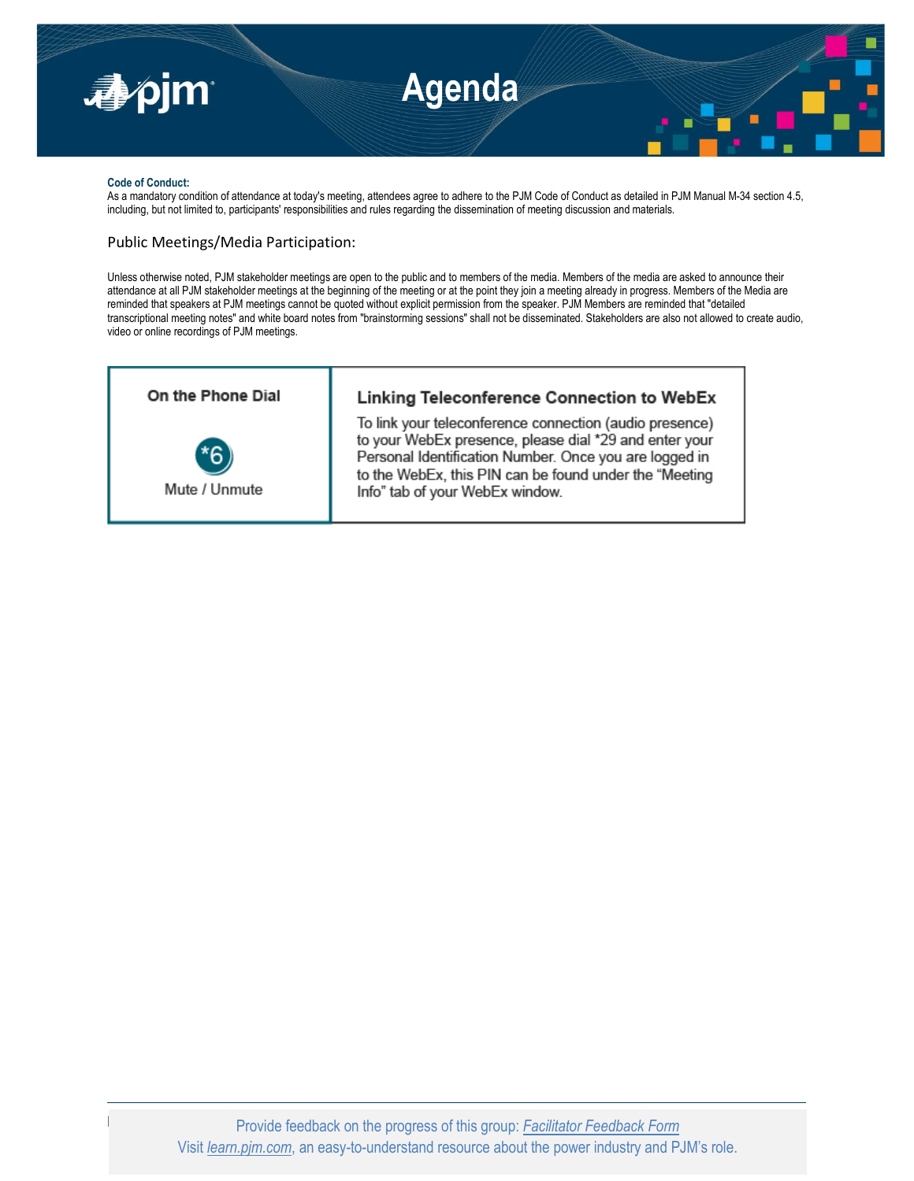# Agenda

**Code of Conduct:**
As a mandatory condition of attendance at today's meeting, attendees agree to adhere to the PJM Code of Conduct as detailed in PJM Manual M-34 section 4.5, including, but not limited to, participants' responsibilities and rules regarding the dissemination of meeting discussion and materials.

## Public Meetings/Media Participation:

Unless otherwise noted, PJM stakeholder meetings are open to the public and to members of the media. Members of the media are asked to announce their attendance at all PJM stakeholder meetings at the beginning of the meeting or at the point they join a meeting already in progress. Members of the Media are reminded that speakers at PJM meetings cannot be quoted without explicit permission from the speaker. PJM Members are reminded that "detailed transcriptional meeting notes" and white board notes from "brainstorming sessions" shall not be disseminated. Stakeholders are also not allowed to create audio, video or online recordings of PJM meetings.

| On the Phone Dial | Linking Teleconference Connection to WebEx |
| --- | --- |
| *6 Mute / Unmute | To link your teleconference connection (audio presence) to your WebEx presence, please dial *29 and enter your Personal Identification Number. Once you are logged in to the WebEx, this PIN can be found under the "Meeting Info" tab of your WebEx window. |

Provide feedback on the progress of this group: *Facilitator Feedback Form*
Visit *learn.pjm.com*, an easy-to-understand resource about the power industry and PJM's role.